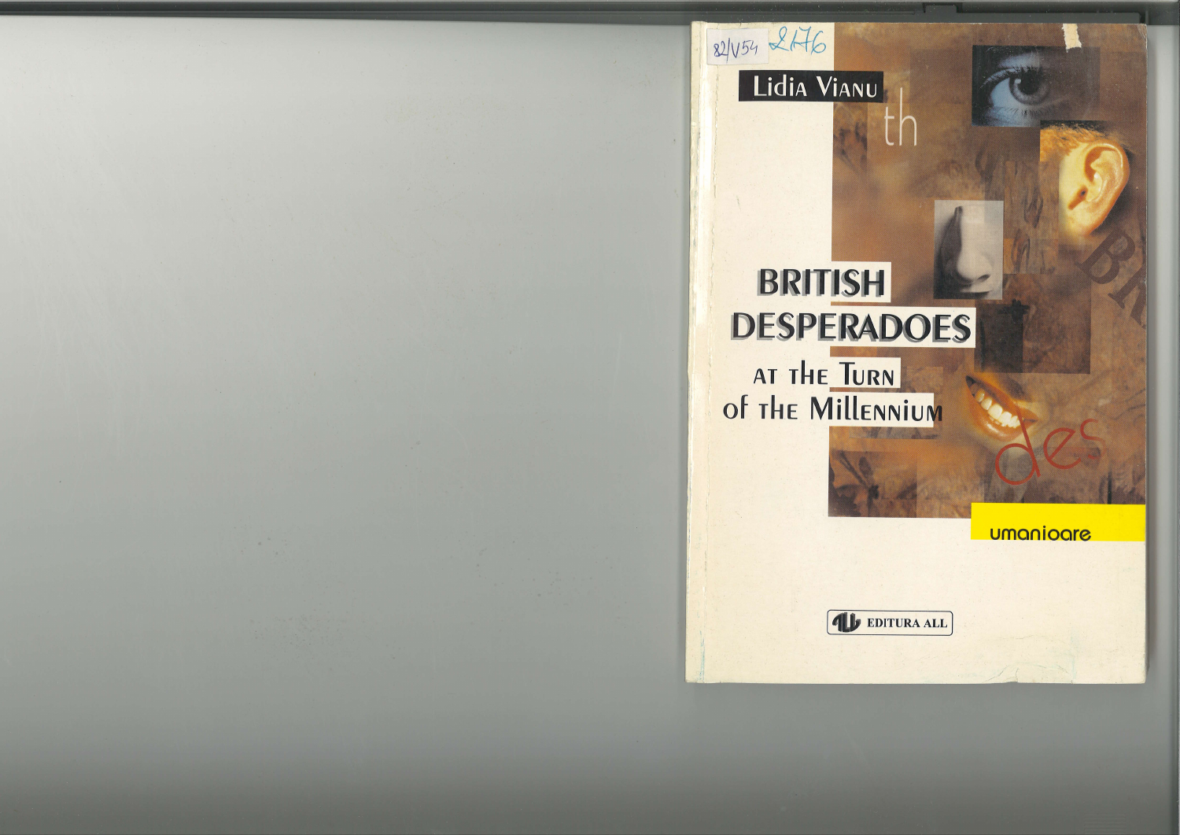82/V54 2176

Lidia Vianu

# BRITISH DESPERADOES

## AT THE TURN OF THE MILLENNIUM

umanioare

EDITURA ALL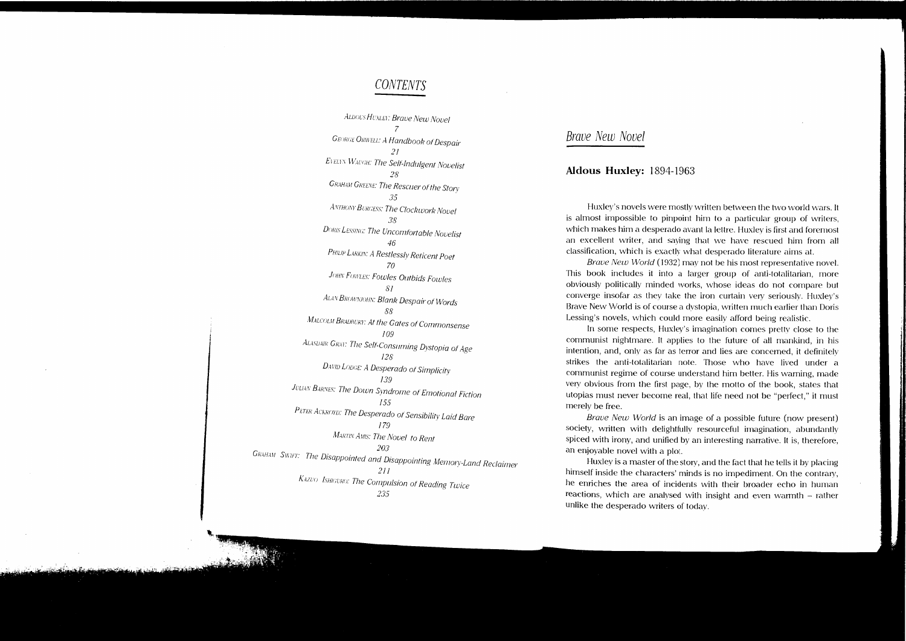# CONTENTS

*ALDOUS HUXLEY: Brave New Novel*
7

*GEORGE ORWELL: A Handbook of Despair*
21

*EVELYN WAUGH: The Self-Indulgent Novelist*
28

*GRAHAM GREENE: The Rescuer of the Story*
35

*ANTHONY BURGESS: The Clockwork Novel*
38

*DORIS LESSING: The Uncomfortable Novelist*
46

*PHILIP LARKIN: A Restlessly Reticent Poet*
70

*JOHN FOWLES: Fowles Outbids Fowles*
81

*ALAN BROWNJOHN: Blank Despair of Words*
88

*MALCOLM BRADBURY: At the Gates of Commonsense*
109

*ALASDAIR GRAY: The Self-Consuming Dystopia of Age*
128

*DAVID LODGE: A Desperado of Simplicity*
139

*JULIAN BARNES: The Down Syndrome of Emotional Fiction*
155

*PETER ACKROYD: The Desperado of Sensibility Laid Bare*
179

*MARTIN AMIS: The Novel to Rent*
203

*GRAHAM SWIFT: The Disappointed and Disappointing Memory-Land Reclaimer*
211

*KAZUO ISHIGURO: The Compulsion of Reading Twice*
235

## *Brave New Novel*

### **Aldous Huxley:** 1894-1963

Huxley's novels were mostly written between the two world wars. It is almost impossible to pinpoint him to a particular group of writers, which makes him a desperado avant la lettre. Huxley is first and foremost an excellent writer, and saying that we have rescued him from all classification, which is exactly what desperado literature aims at.

*Brave New World* (1932) may not be his most representative novel. This book includes it into a larger group of anti-totalitarian, more obviously politically minded works, whose ideas do not compare but converge insofar as they take the iron curtain very seriously. Huxley's Brave New World is of course a dystopia, written much earlier than Doris Lessing's novels, which could more easily afford being realistic.

In some respects, Huxley's imagination comes pretty close to the communist nightmare. It applies to the future of all mankind, in his intention, and, only as far as terror and lies are concerned, it definitely strikes the anti-totalitarian note. Those who have lived under a communist regime of course understand him better. His warning, made very obvious from the first page, by the motto of the book, states that utopias must never become real, that life need not be "perfect," it must merely be free.

*Brave New World* is an image of a possible future (now present) society, written with delightfully resourceful imagination, abundantly spiced with irony, and unified by an interesting narrative. It is, therefore, an enjoyable novel with a plot.

Huxley is a master of the story, and the fact that he tells it by placing himself inside the characters' minds is no impediment. On the contrary, he enriches the area of incidents with their broader echo in human reactions, which are analysed with insight and even warmth – rather unlike the desperado writers of today.